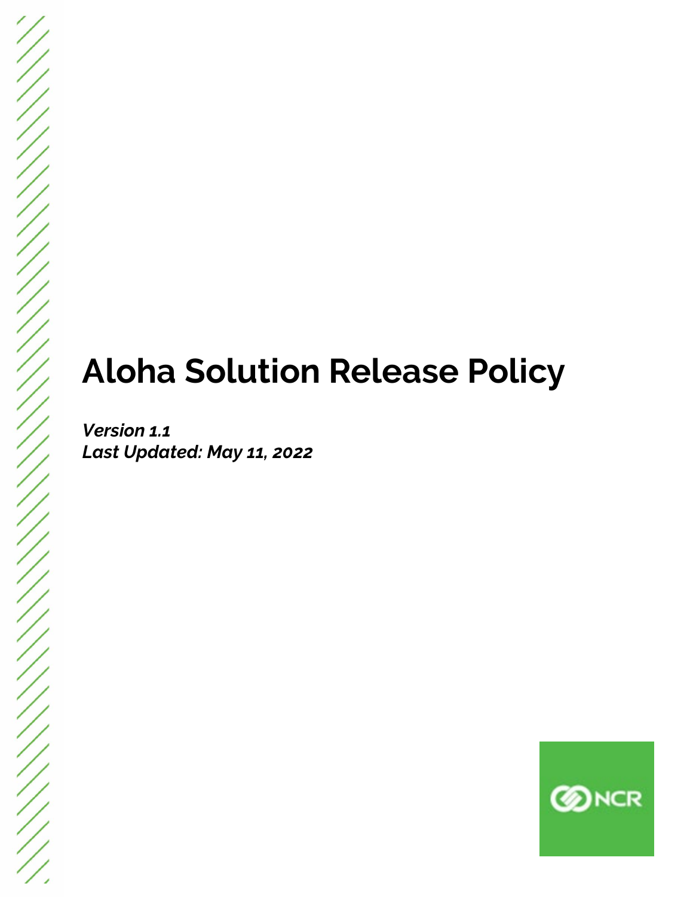# Aloha Solution Release Policy

***Version 1.1***
***Last Updated: May 11, 2022***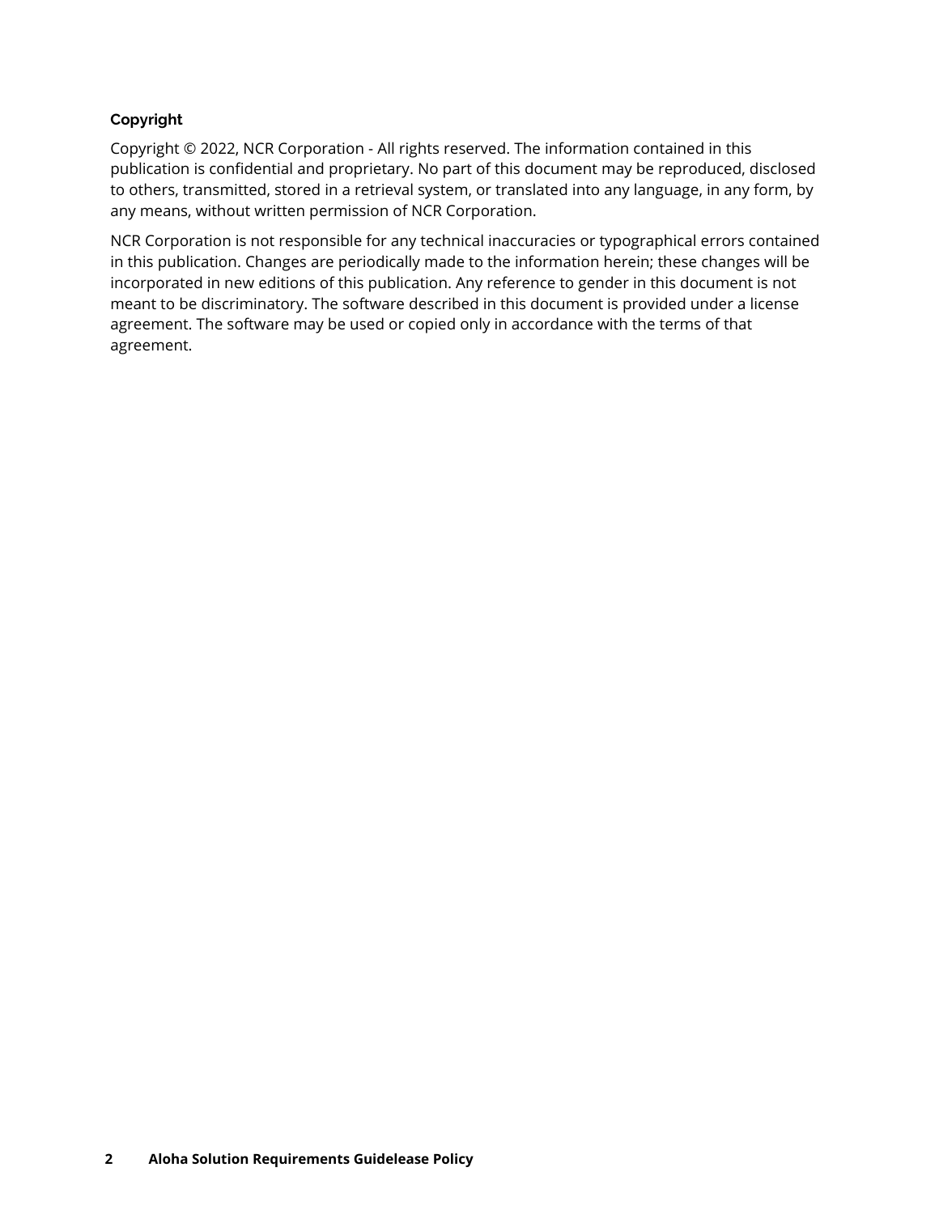**Copyright**

Copyright © 2022, NCR Corporation - All rights reserved. The information contained in this publication is confidential and proprietary. No part of this document may be reproduced, disclosed to others, transmitted, stored in a retrieval system, or translated into any language, in any form, by any means, without written permission of NCR Corporation.

NCR Corporation is not responsible for any technical inaccuracies or typographical errors contained in this publication. Changes are periodically made to the information herein; these changes will be incorporated in new editions of this publication. Any reference to gender in this document is not meant to be discriminatory. The software described in this document is provided under a license agreement. The software may be used or copied only in accordance with the terms of that agreement.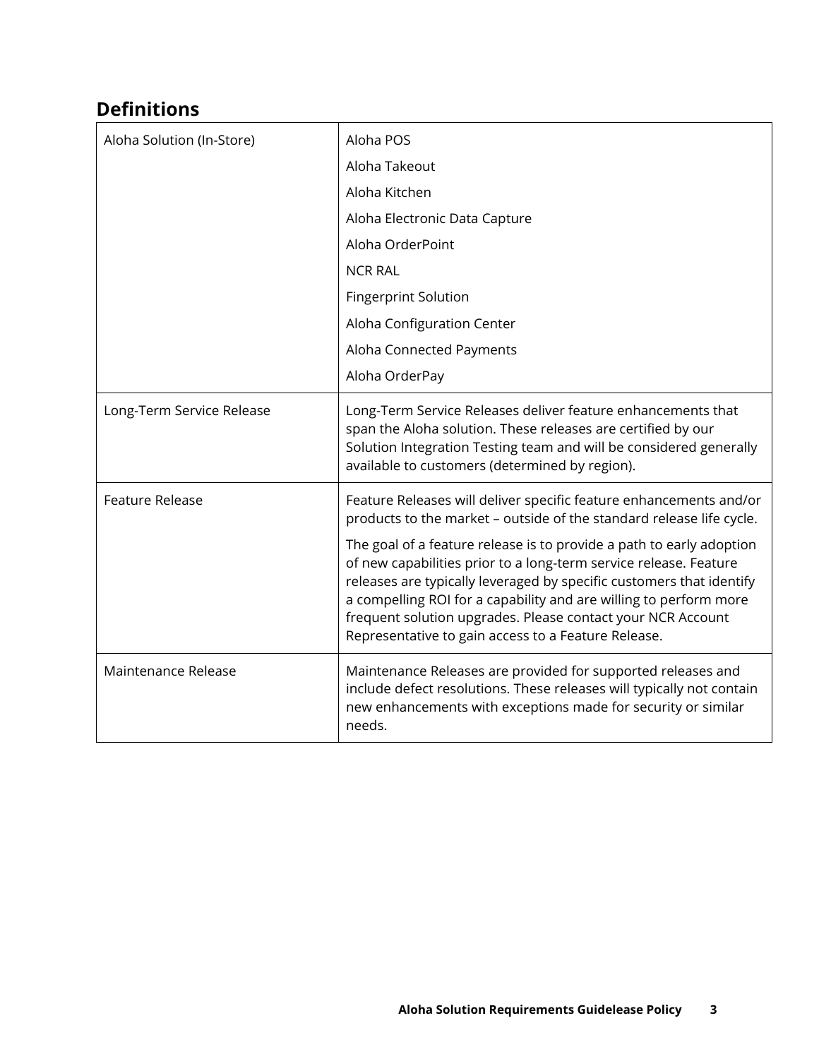## Definitions

| | |
|---|---|
| Aloha Solution (In-Store) | Aloha POS<br>Aloha Takeout<br>Aloha Kitchen<br>Aloha Electronic Data Capture<br>Aloha OrderPoint<br>NCR RAL<br>Fingerprint Solution<br>Aloha Configuration Center<br>Aloha Connected Payments<br>Aloha OrderPay |
| Long-Term Service Release | Long-Term Service Releases deliver feature enhancements that span the Aloha solution. These releases are certified by our Solution Integration Testing team and will be considered generally available to customers (determined by region). |
| Feature Release | Feature Releases will deliver specific feature enhancements and/or products to the market – outside of the standard release life cycle.<br><br>The goal of a feature release is to provide a path to early adoption of new capabilities prior to a long-term service release. Feature releases are typically leveraged by specific customers that identify a compelling ROI for a capability and are willing to perform more frequent solution upgrades. Please contact your NCR Account Representative to gain access to a Feature Release. |
| Maintenance Release | Maintenance Releases are provided for supported releases and include defect resolutions. These releases will typically not contain new enhancements with exceptions made for security or similar needs. |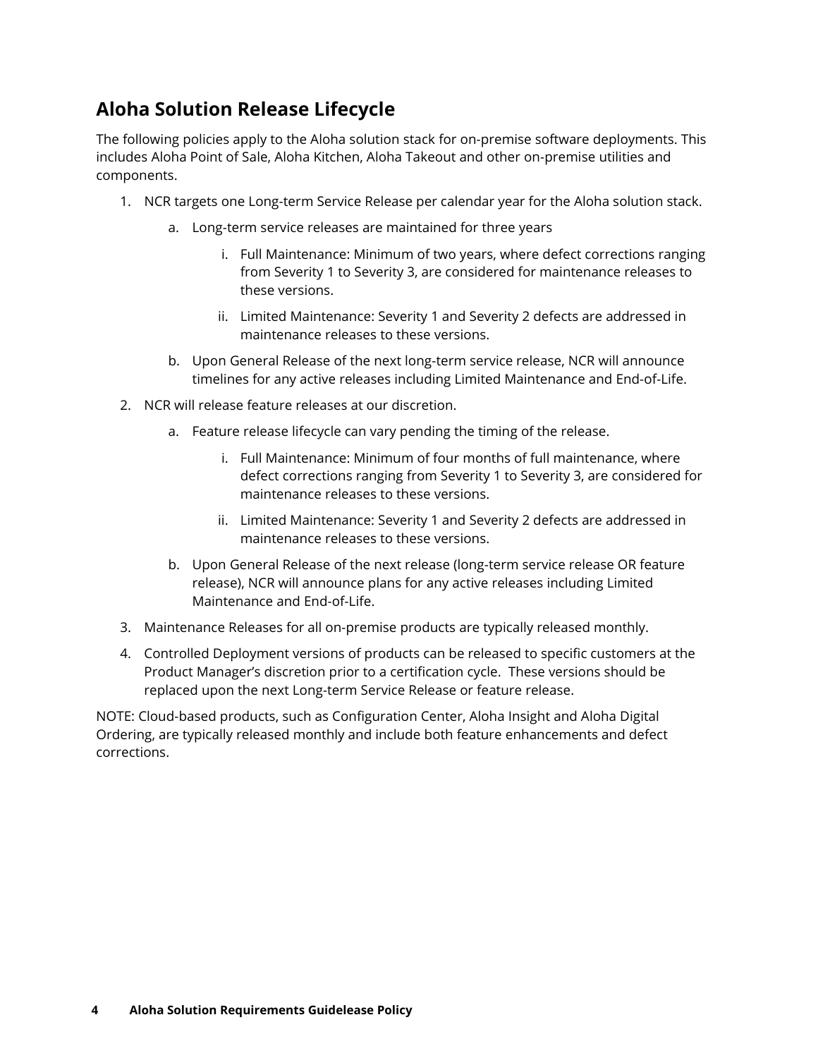## Aloha Solution Release Lifecycle

The following policies apply to the Aloha solution stack for on-premise software deployments. This includes Aloha Point of Sale, Aloha Kitchen, Aloha Takeout and other on-premise utilities and components.

1. NCR targets one Long-term Service Release per calendar year for the Aloha solution stack.
   a. Long-term service releases are maintained for three years
      i. Full Maintenance: Minimum of two years, where defect corrections ranging from Severity 1 to Severity 3, are considered for maintenance releases to these versions.
      ii. Limited Maintenance: Severity 1 and Severity 2 defects are addressed in maintenance releases to these versions.
   b. Upon General Release of the next long-term service release, NCR will announce timelines for any active releases including Limited Maintenance and End-of-Life.
2. NCR will release feature releases at our discretion.
   a. Feature release lifecycle can vary pending the timing of the release.
      i. Full Maintenance: Minimum of four months of full maintenance, where defect corrections ranging from Severity 1 to Severity 3, are considered for maintenance releases to these versions.
      ii. Limited Maintenance: Severity 1 and Severity 2 defects are addressed in maintenance releases to these versions.
   b. Upon General Release of the next release (long-term service release OR feature release), NCR will announce plans for any active releases including Limited Maintenance and End-of-Life.
3. Maintenance Releases for all on-premise products are typically released monthly.
4. Controlled Deployment versions of products can be released to specific customers at the Product Manager's discretion prior to a certification cycle. These versions should be replaced upon the next Long-term Service Release or feature release.

NOTE: Cloud-based products, such as Configuration Center, Aloha Insight and Aloha Digital Ordering, are typically released monthly and include both feature enhancements and defect corrections.